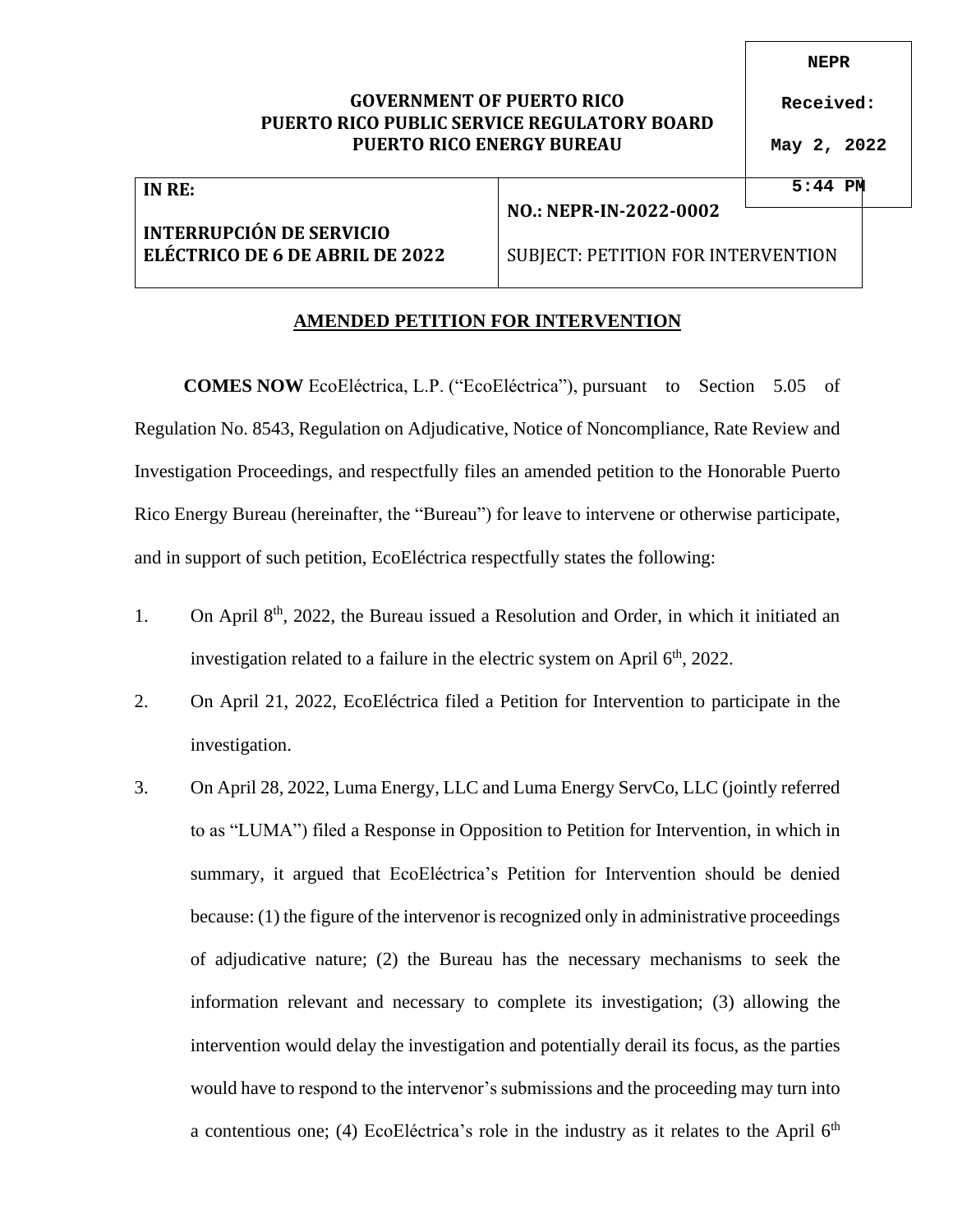NEPR

Received:

May 2, 2022

5:44 PM

**GOVERNMENT OF PUERTO RICO**
**PUERTO RICO PUBLIC SERVICE REGULATORY BOARD**
**PUERTO RICO ENERGY BUREAU**

| **IN RE:** **INTERRUPCIÓN DE SERVICIO ELÉCTRICO DE 6 DE ABRIL DE 2022** | **NO.: NEPR-IN-2022-0002** SUBJECT: PETITION FOR INTERVENTION |
| --- | --- |

## AMENDED PETITION FOR INTERVENTION

**COMES NOW** EcoEléctrica, L.P. ("EcoEléctrica"), pursuant to Section 5.05 of Regulation No. 8543, Regulation on Adjudicative, Notice of Noncompliance, Rate Review and Investigation Proceedings, and respectfully files an amended petition to the Honorable Puerto Rico Energy Bureau (hereinafter, the "Bureau") for leave to intervene or otherwise participate, and in support of such petition, EcoEléctrica respectfully states the following:

1. On April 8th, 2022, the Bureau issued a Resolution and Order, in which it initiated an investigation related to a failure in the electric system on April 6th, 2022.
2. On April 21, 2022, EcoEléctrica filed a Petition for Intervention to participate in the investigation.
3. On April 28, 2022, Luma Energy, LLC and Luma Energy ServCo, LLC (jointly referred to as "LUMA") filed a Response in Opposition to Petition for Intervention, in which in summary, it argued that EcoEléctrica's Petition for Intervention should be denied because: (1) the figure of the intervenor is recognized only in administrative proceedings of adjudicative nature; (2) the Bureau has the necessary mechanisms to seek the information relevant and necessary to complete its investigation; (3) allowing the intervention would delay the investigation and potentially derail its focus, as the parties would have to respond to the intervenor's submissions and the proceeding may turn into a contentious one; (4) EcoEléctrica's role in the industry as it relates to the April 6th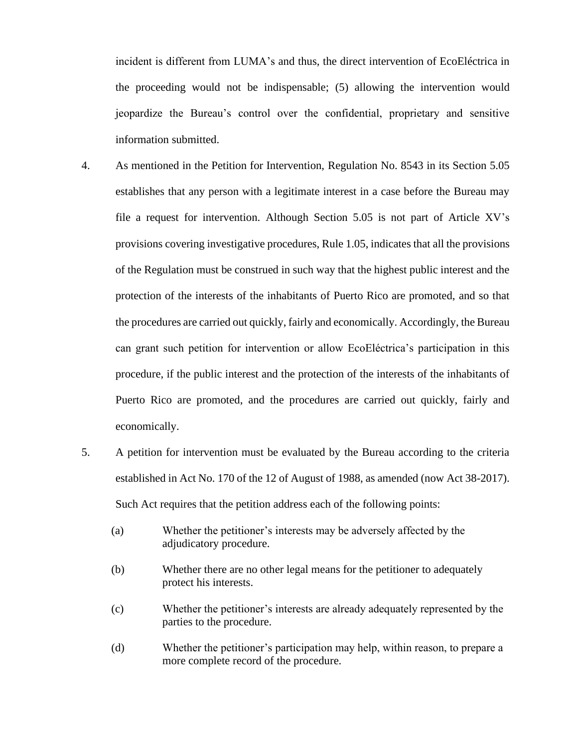incident is different from LUMA's and thus, the direct intervention of EcoEléctrica in the proceeding would not be indispensable; (5) allowing the intervention would jeopardize the Bureau's control over the confidential, proprietary and sensitive information submitted.

4. As mentioned in the Petition for Intervention, Regulation No. 8543 in its Section 5.05 establishes that any person with a legitimate interest in a case before the Bureau may file a request for intervention. Although Section 5.05 is not part of Article XV's provisions covering investigative procedures, Rule 1.05, indicates that all the provisions of the Regulation must be construed in such way that the highest public interest and the protection of the interests of the inhabitants of Puerto Rico are promoted, and so that the procedures are carried out quickly, fairly and economically. Accordingly, the Bureau can grant such petition for intervention or allow EcoEléctrica's participation in this procedure, if the public interest and the protection of the interests of the inhabitants of Puerto Rico are promoted, and the procedures are carried out quickly, fairly and economically.

5. A petition for intervention must be evaluated by the Bureau according to the criteria established in Act No. 170 of the 12 of August of 1988, as amended (now Act 38-2017). Such Act requires that the petition address each of the following points:

   (a) Whether the petitioner's interests may be adversely affected by the adjudicatory procedure.

   (b) Whether there are no other legal means for the petitioner to adequately protect his interests.

   (c) Whether the petitioner's interests are already adequately represented by the parties to the procedure.

   (d) Whether the petitioner's participation may help, within reason, to prepare a more complete record of the procedure.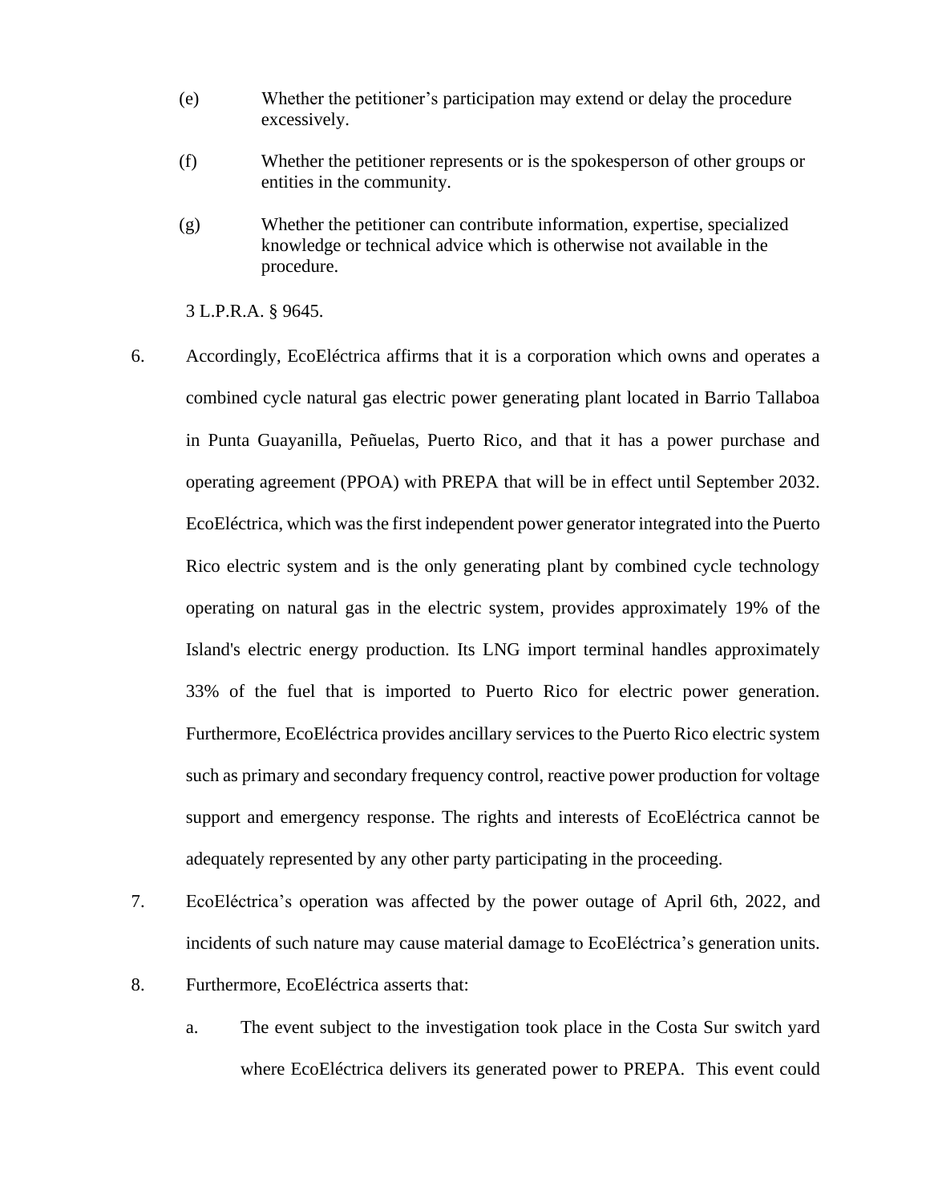(e) Whether the petitioner's participation may extend or delay the procedure excessively.

(f) Whether the petitioner represents or is the spokesperson of other groups or entities in the community.

(g) Whether the petitioner can contribute information, expertise, specialized knowledge or technical advice which is otherwise not available in the procedure.

3 L.P.R.A. § 9645.

6. Accordingly, EcoEléctrica affirms that it is a corporation which owns and operates a combined cycle natural gas electric power generating plant located in Barrio Tallaboa in Punta Guayanilla, Peñuelas, Puerto Rico, and that it has a power purchase and operating agreement (PPOA) with PREPA that will be in effect until September 2032. EcoEléctrica, which was the first independent power generator integrated into the Puerto Rico electric system and is the only generating plant by combined cycle technology operating on natural gas in the electric system, provides approximately 19% of the Island's electric energy production. Its LNG import terminal handles approximately 33% of the fuel that is imported to Puerto Rico for electric power generation. Furthermore, EcoEléctrica provides ancillary services to the Puerto Rico electric system such as primary and secondary frequency control, reactive power production for voltage support and emergency response. The rights and interests of EcoEléctrica cannot be adequately represented by any other party participating in the proceeding.

7. EcoEléctrica's operation was affected by the power outage of April 6th, 2022, and incidents of such nature may cause material damage to EcoEléctrica's generation units.

8. Furthermore, EcoEléctrica asserts that:

   a. The event subject to the investigation took place in the Costa Sur switch yard where EcoEléctrica delivers its generated power to PREPA. This event could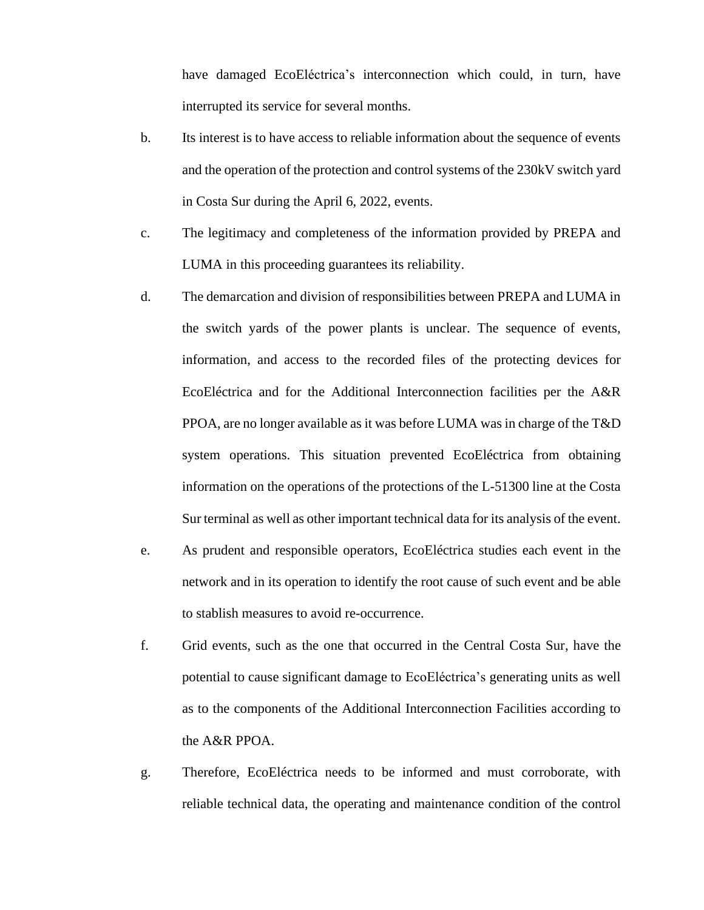have damaged EcoEléctrica's interconnection which could, in turn, have interrupted its service for several months.

b. Its interest is to have access to reliable information about the sequence of events and the operation of the protection and control systems of the 230kV switch yard in Costa Sur during the April 6, 2022, events.

c. The legitimacy and completeness of the information provided by PREPA and LUMA in this proceeding guarantees its reliability.

d. The demarcation and division of responsibilities between PREPA and LUMA in the switch yards of the power plants is unclear. The sequence of events, information, and access to the recorded files of the protecting devices for EcoEléctrica and for the Additional Interconnection facilities per the A&R PPOA, are no longer available as it was before LUMA was in charge of the T&D system operations. This situation prevented EcoEléctrica from obtaining information on the operations of the protections of the L-51300 line at the Costa Sur terminal as well as other important technical data for its analysis of the event.

e. As prudent and responsible operators, EcoEléctrica studies each event in the network and in its operation to identify the root cause of such event and be able to stablish measures to avoid re-occurrence.

f. Grid events, such as the one that occurred in the Central Costa Sur, have the potential to cause significant damage to EcoEléctrica's generating units as well as to the components of the Additional Interconnection Facilities according to the A&R PPOA.

g. Therefore, EcoEléctrica needs to be informed and must corroborate, with reliable technical data, the operating and maintenance condition of the control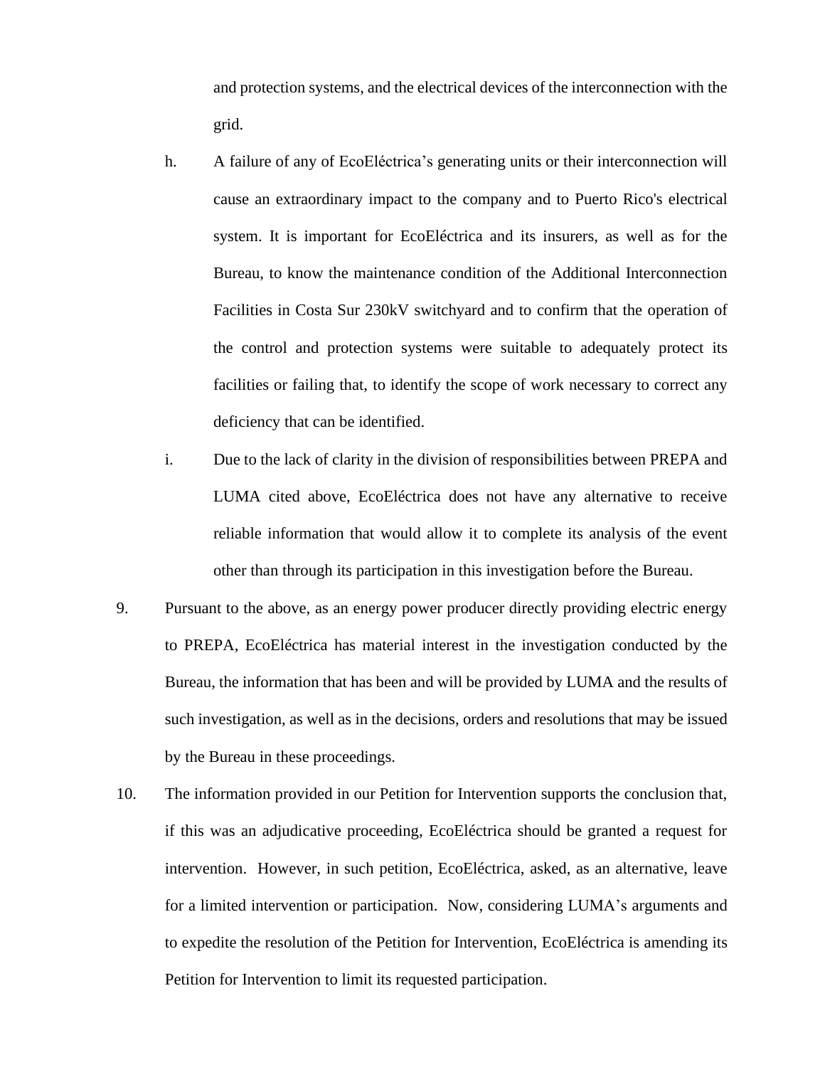and protection systems, and the electrical devices of the interconnection with the grid.

h. A failure of any of EcoEléctrica's generating units or their interconnection will cause an extraordinary impact to the company and to Puerto Rico's electrical system. It is important for EcoEléctrica and its insurers, as well as for the Bureau, to know the maintenance condition of the Additional Interconnection Facilities in Costa Sur 230kV switchyard and to confirm that the operation of the control and protection systems were suitable to adequately protect its facilities or failing that, to identify the scope of work necessary to correct any deficiency that can be identified.

i. Due to the lack of clarity in the division of responsibilities between PREPA and LUMA cited above, EcoEléctrica does not have any alternative to receive reliable information that would allow it to complete its analysis of the event other than through its participation in this investigation before the Bureau.

9. Pursuant to the above, as an energy power producer directly providing electric energy to PREPA, EcoEléctrica has material interest in the investigation conducted by the Bureau, the information that has been and will be provided by LUMA and the results of such investigation, as well as in the decisions, orders and resolutions that may be issued by the Bureau in these proceedings.

10. The information provided in our Petition for Intervention supports the conclusion that, if this was an adjudicative proceeding, EcoEléctrica should be granted a request for intervention. However, in such petition, EcoEléctrica, asked, as an alternative, leave for a limited intervention or participation. Now, considering LUMA's arguments and to expedite the resolution of the Petition for Intervention, EcoEléctrica is amending its Petition for Intervention to limit its requested participation.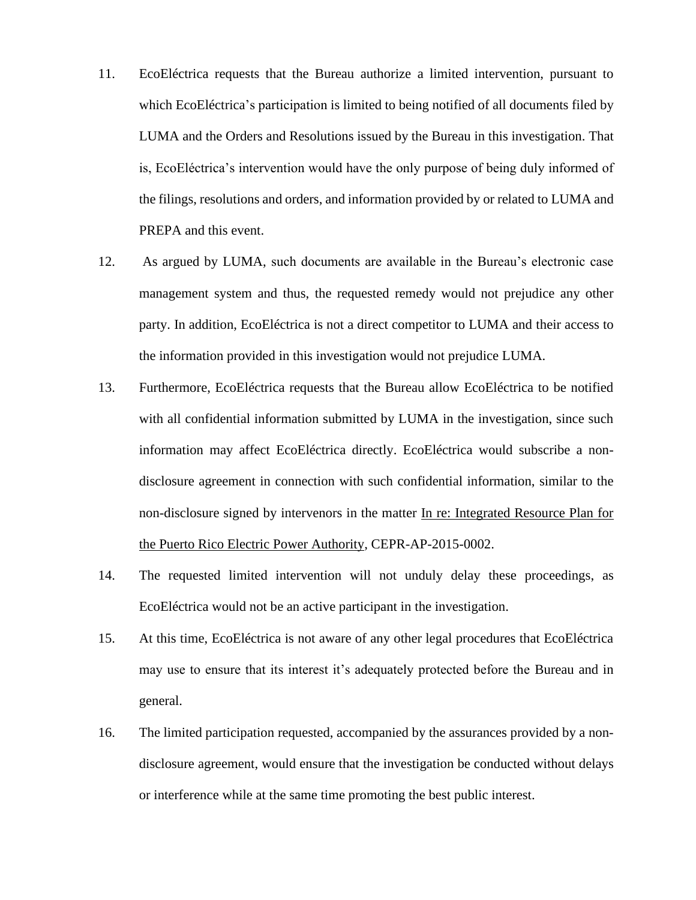11. EcoEléctrica requests that the Bureau authorize a limited intervention, pursuant to which EcoEléctrica's participation is limited to being notified of all documents filed by LUMA and the Orders and Resolutions issued by the Bureau in this investigation. That is, EcoEléctrica's intervention would have the only purpose of being duly informed of the filings, resolutions and orders, and information provided by or related to LUMA and PREPA and this event.

12. As argued by LUMA, such documents are available in the Bureau's electronic case management system and thus, the requested remedy would not prejudice any other party. In addition, EcoEléctrica is not a direct competitor to LUMA and their access to the information provided in this investigation would not prejudice LUMA.

13. Furthermore, EcoEléctrica requests that the Bureau allow EcoEléctrica to be notified with all confidential information submitted by LUMA in the investigation, since such information may affect EcoEléctrica directly. EcoEléctrica would subscribe a non-disclosure agreement in connection with such confidential information, similar to the non-disclosure signed by intervenors in the matter <u>In re: Integrated Resource Plan for the Puerto Rico Electric Power Authority</u>, CEPR-AP-2015-0002.

14. The requested limited intervention will not unduly delay these proceedings, as EcoEléctrica would not be an active participant in the investigation.

15. At this time, EcoEléctrica is not aware of any other legal procedures that EcoEléctrica may use to ensure that its interest it's adequately protected before the Bureau and in general.

16. The limited participation requested, accompanied by the assurances provided by a non-disclosure agreement, would ensure that the investigation be conducted without delays or interference while at the same time promoting the best public interest.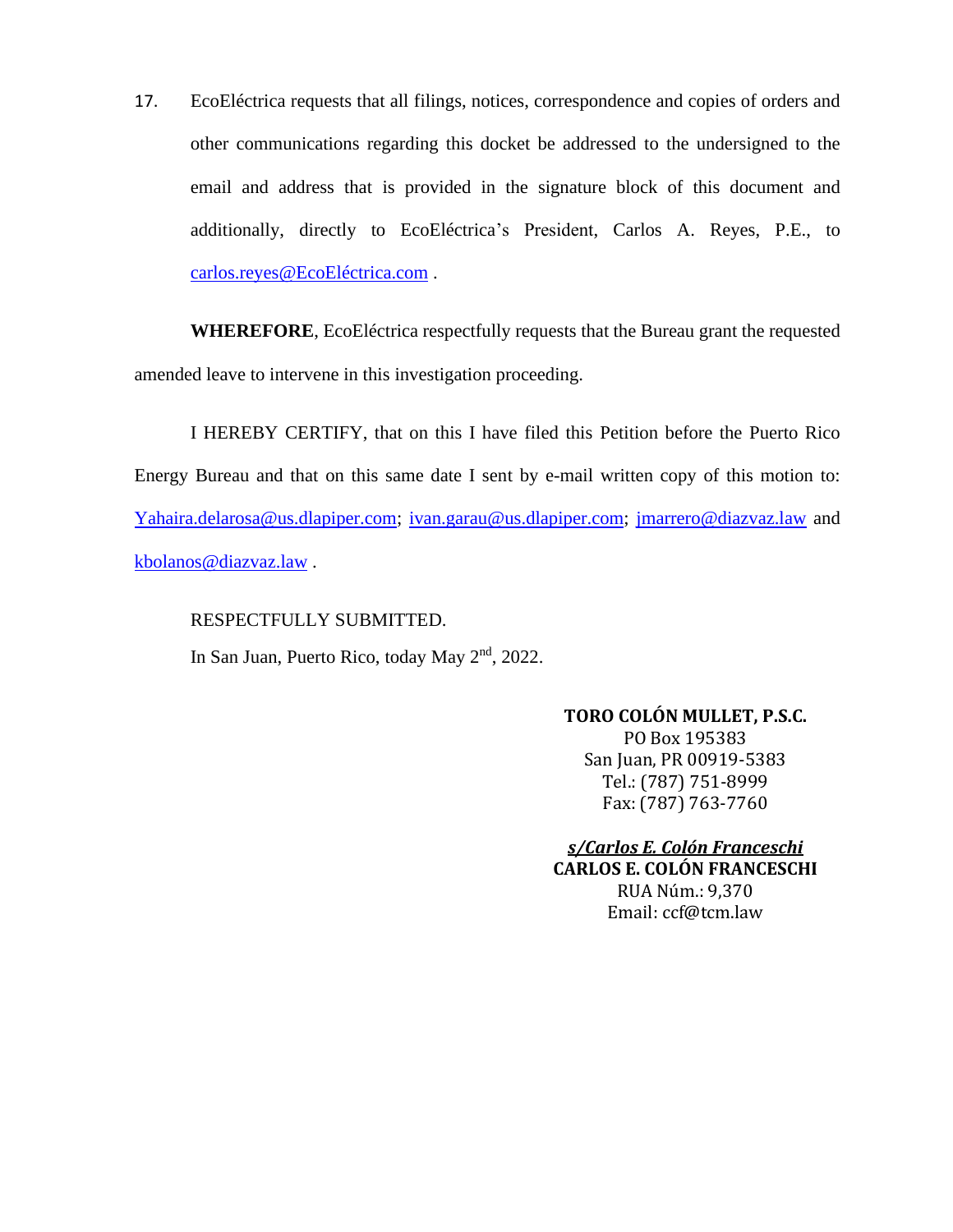17. EcoEléctrica requests that all filings, notices, correspondence and copies of orders and other communications regarding this docket be addressed to the undersigned to the email and address that is provided in the signature block of this document and additionally, directly to EcoEléctrica's President, Carlos A. Reyes, P.E., to carlos.reyes@EcoEléctrica.com .

**WHEREFORE**, EcoEléctrica respectfully requests that the Bureau grant the requested amended leave to intervene in this investigation proceeding.

I HEREBY CERTIFY, that on this I have filed this Petition before the Puerto Rico Energy Bureau and that on this same date I sent by e-mail written copy of this motion to: Yahaira.delarosa@us.dlapiper.com; ivan.garau@us.dlapiper.com; jmarrero@diazvaz.law and kbolanos@diazvaz.law .

RESPECTFULLY SUBMITTED.

In San Juan, Puerto Rico, today May 2nd, 2022.

**TORO COLÓN MULLET, P.S.C.**
PO Box 195383
San Juan, PR 00919-5383
Tel.: (787) 751-8999
Fax: (787) 763-7760

***s/Carlos E. Colón Franceschi***
**CARLOS E. COLÓN FRANCESCHI**
RUA Núm.: 9,370
Email: ccf@tcm.law